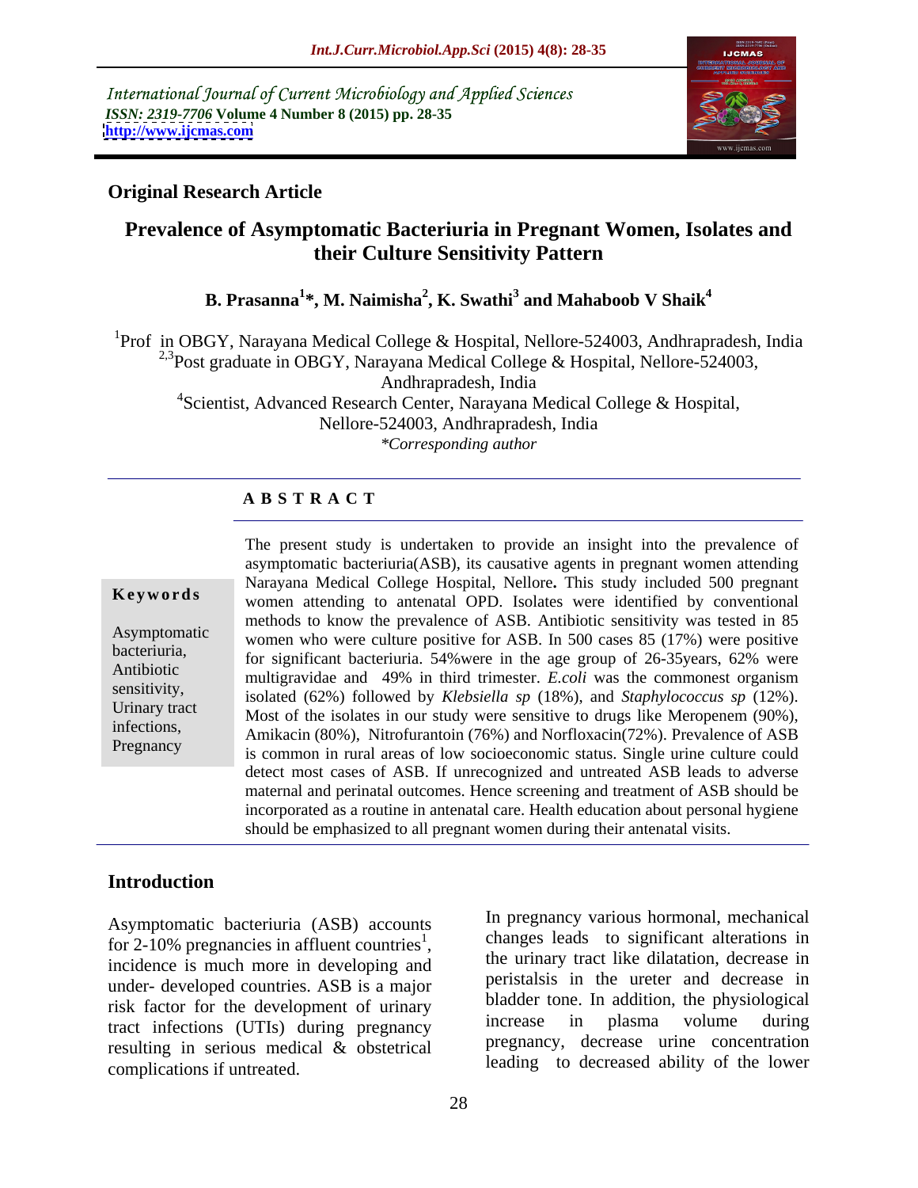International Journal of Current Microbiology and Applied Sciences
*ISSN: 2319-7706* **Volume 4 Number 8 (2015) pp. 28-35**
**http://www.ijcmas.com**

**Original Research Article**

# Prevalence of Asymptomatic Bacteriuria in Pregnant Women, Isolates and their Culture Sensitivity Pattern

**B. Prasanna[1]\*, M. Naimisha[2], K. Swathi[3] and Mahaboob V Shaik[4]**

[1]Prof in OBGY, Narayana Medical College & Hospital, Nellore-524003, Andhrapradesh, India
[2,3]Post graduate in OBGY, Narayana Medical College & Hospital, Nellore-524003, Andhrapradesh, India
[4]Scientist, Advanced Research Center, Narayana Medical College & Hospital, Nellore-524003, Andhrapradesh, India
*\*Corresponding author*

## A B S T R A C T

**Keywords**

Asymptomatic bacteriuria, Antibiotic sensitivity, Urinary tract infections, Pregnancy

The present study is undertaken to provide an insight into the prevalence of asymptomatic bacteriuria(ASB), its causative agents in pregnant women attending Narayana Medical College Hospital, Nellore**.** This study included 500 pregnant women attending to antenatal OPD. Isolates were identified by conventional methods to know the prevalence of ASB. Antibiotic sensitivity was tested in 85 women who were culture positive for ASB. In 500 cases 85 (17%) were positive for significant bacteriuria. 54%were in the age group of 26-35years, 62% were multigravidae and 49% in third trimester. *E.coli* was the commonest organism isolated (62%) followed by *Klebsiella sp* (18%), and *Staphylococcus sp* (12%). Most of the isolates in our study were sensitive to drugs like Meropenem (90%), Amikacin (80%), Nitrofurantoin (76%) and Norfloxacin(72%). Prevalence of ASB is common in rural areas of low socioeconomic status. Single urine culture could detect most cases of ASB. If unrecognized and untreated ASB leads to adverse maternal and perinatal outcomes. Hence screening and treatment of ASB should be incorporated as a routine in antenatal care. Health education about personal hygiene should be emphasized to all pregnant women during their antenatal visits.

## Introduction

Asymptomatic bacteriuria (ASB) accounts for 2-10% pregnancies in affluent countries[1], incidence is much more in developing and under- developed countries. ASB is a major risk factor for the development of urinary tract infections (UTIs) during pregnancy resulting in serious medical & obstetrical complications if untreated.

In pregnancy various hormonal, mechanical changes leads to significant alterations in the urinary tract like dilatation, decrease in peristalsis in the ureter and decrease in bladder tone. In addition, the physiological increase in plasma volume during pregnancy, decrease urine concentration leading to decreased ability of the lower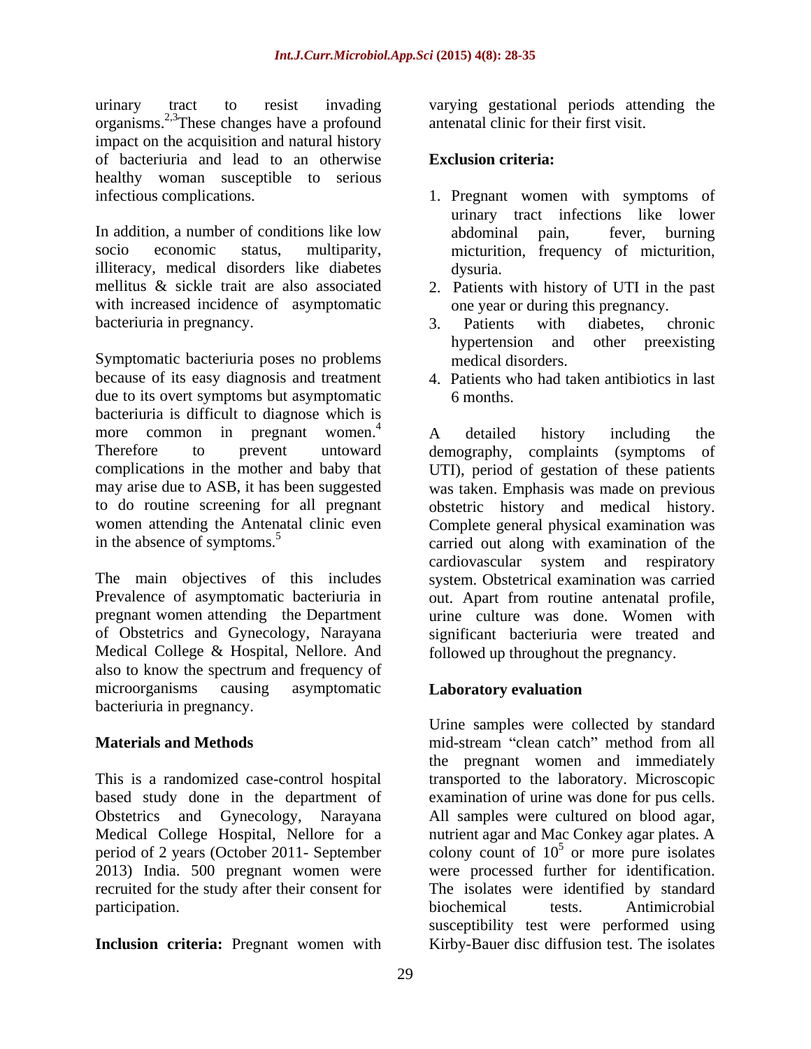urinary tract to resist invading organisms.[2,3] These changes have a profound impact on the acquisition and natural history of bacteriuria and lead to an otherwise healthy woman susceptible to serious infectious complications.

In addition, a number of conditions like low socio economic status, multiparity, illiteracy, medical disorders like diabetes mellitus & sickle trait are also associated with increased incidence of asymptomatic bacteriuria in pregnancy.

Symptomatic bacteriuria poses no problems because of its easy diagnosis and treatment due to its overt symptoms but asymptomatic bacteriuria is difficult to diagnose which is more common in pregnant women.[4] Therefore to prevent untoward complications in the mother and baby that may arise due to ASB, it has been suggested to do routine screening for all pregnant women attending the Antenatal clinic even in the absence of symptoms.[5]

The main objectives of this includes Prevalence of asymptomatic bacteriuria in pregnant women attending the Department of Obstetrics and Gynecology, Narayana Medical College & Hospital, Nellore. And also to know the spectrum and frequency of microorganisms causing asymptomatic bacteriuria in pregnancy.

## Materials and Methods

This is a randomized case-control hospital based study done in the department of Obstetrics and Gynecology, Narayana Medical College Hospital, Nellore for a period of 2 years (October 2011- September 2013) India. 500 pregnant women were recruited for the study after their consent for participation.

**Inclusion criteria:** Pregnant women with varying gestational periods attending the antenatal clinic for their first visit.

**Exclusion criteria:**

1. Pregnant women with symptoms of urinary tract infections like lower abdominal pain, fever, burning micturition, frequency of micturition, dysuria.
2. Patients with history of UTI in the past one year or during this pregnancy.
3. Patients with diabetes, chronic hypertension and other preexisting medical disorders.
4. Patients who had taken antibiotics in last 6 months.

A detailed history including the demography, complaints (symptoms of UTI), period of gestation of these patients was taken. Emphasis was made on previous obstetric history and medical history. Complete general physical examination was carried out along with examination of the cardiovascular system and respiratory system. Obstetrical examination was carried out. Apart from routine antenatal profile, urine culture was done. Women with significant bacteriuria were treated and followed up throughout the pregnancy.

## Laboratory evaluation

Urine samples were collected by standard mid-stream "clean catch" method from all the pregnant women and immediately transported to the laboratory. Microscopic examination of urine was done for pus cells. All samples were cultured on blood agar, nutrient agar and Mac Conkey agar plates. A colony count of $10^5$ or more pure isolates were processed further for identification. The isolates were identified by standard biochemical tests. Antimicrobial susceptibility test were performed using Kirby-Bauer disc diffusion test. The isolates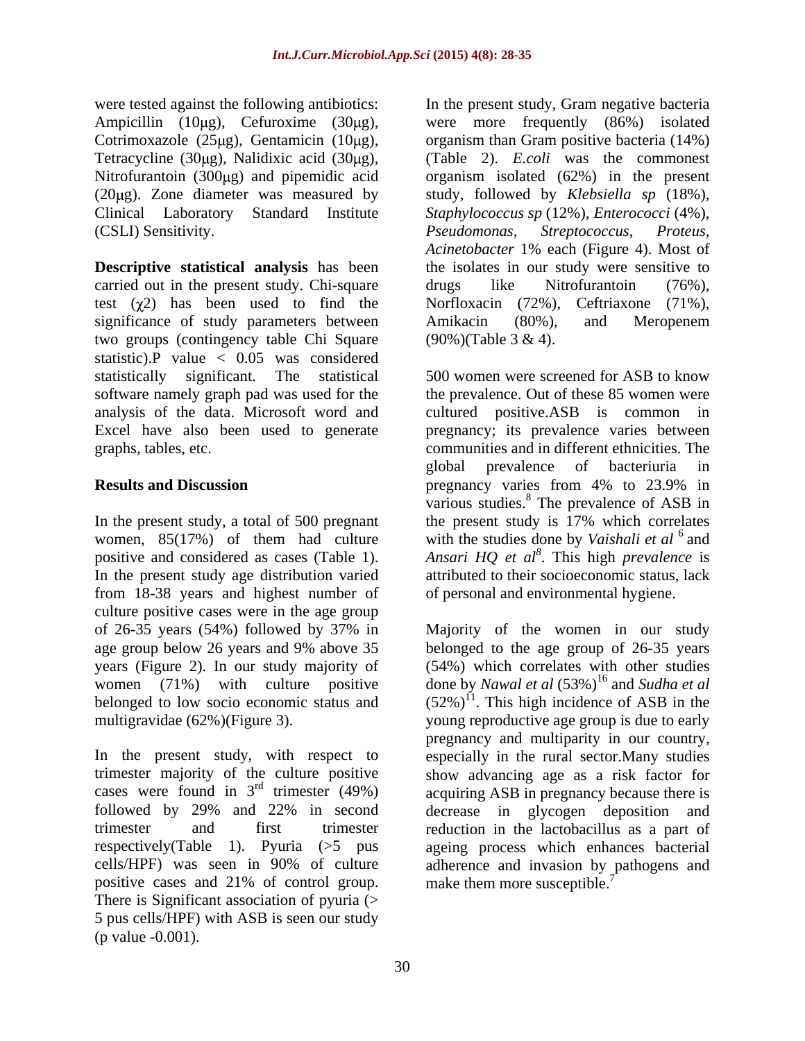were tested against the following antibiotics: Ampicillin (10μg), Cefuroxime (30μg), Cotrimoxazole (25μg), Gentamicin (10μg), Tetracycline (30μg), Nalidixic acid (30μg), Nitrofurantoin (300μg) and pipemidic acid (20μg). Zone diameter was measured by Clinical Laboratory Standard Institute (CSLI) Sensitivity.

**Descriptive statistical analysis** has been carried out in the present study. Chi-square test ($\chi 2$) has been used to find the significance of study parameters between two groups (contingency table Chi Square statistic).P value $< 0.05$ was considered statistically significant. The statistical software namely graph pad was used for the analysis of the data. Microsoft word and Excel have also been used to generate graphs, tables, etc.

## Results and Discussion

In the present study, a total of 500 pregnant women, 85(17%) of them had culture positive and considered as cases (Table 1). In the present study age distribution varied from 18-38 years and highest number of culture positive cases were in the age group of 26-35 years (54%) followed by 37% in age group below 26 years and 9% above 35 years (Figure 2). In our study majority of women (71%) with culture positive belonged to low socio economic status and multigravidae (62%)(Figure 3).

In the present study, with respect to trimester majority of the culture positive cases were found in 3rd trimester (49%) followed by 29% and 22% in second trimester and first trimester respectively(Table 1). Pyuria (>5 pus cells/HPF) was seen in 90% of culture positive cases and 21% of control group. There is Significant association of pyuria (> 5 pus cells/HPF) with ASB is seen our study (p value -0.001).

In the present study, Gram negative bacteria were more frequently (86%) isolated organism than Gram positive bacteria (14%) (Table 2). *E.coli* was the commonest organism isolated (62%) in the present study, followed by *Klebsiella sp* (18%), *Staphylococcus sp* (12%), *Enterococci* (4%), *Pseudomonas*, *Streptococcus*, *Proteus*, *Acinetobacter* 1% each (Figure 4). Most of the isolates in our study were sensitive to drugs like Nitrofurantoin (76%), Norfloxacin (72%), Ceftriaxone (71%), Amikacin (80%), and Meropenem (90%)(Table 3 & 4).

500 women were screened for ASB to know the prevalence. Out of these 85 women were cultured positive.ASB is common in pregnancy; its prevalence varies between communities and in different ethnicities. The global prevalence of bacteriuria in pregnancy varies from 4% to 23.9% in various studies.[8] The prevalence of ASB in the present study is 17% which correlates with the studies done by *Vaishali et al* [6] and *Ansari HQ et al*[8]. This high *prevalence* is attributed to their socioeconomic status, lack of personal and environmental hygiene.

Majority of the women in our study belonged to the age group of 26-35 years (54%) which correlates with other studies done by *Nawal et al* (53%)[16] and *Sudha et al* (52%)[11]. This high incidence of ASB in the young reproductive age group is due to early pregnancy and multiparity in our country, especially in the rural sector.Many studies show advancing age as a risk factor for acquiring ASB in pregnancy because there is decrease in glycogen deposition and reduction in the lactobacillus as a part of ageing process which enhances bacterial adherence and invasion by pathogens and make them more susceptible.[7]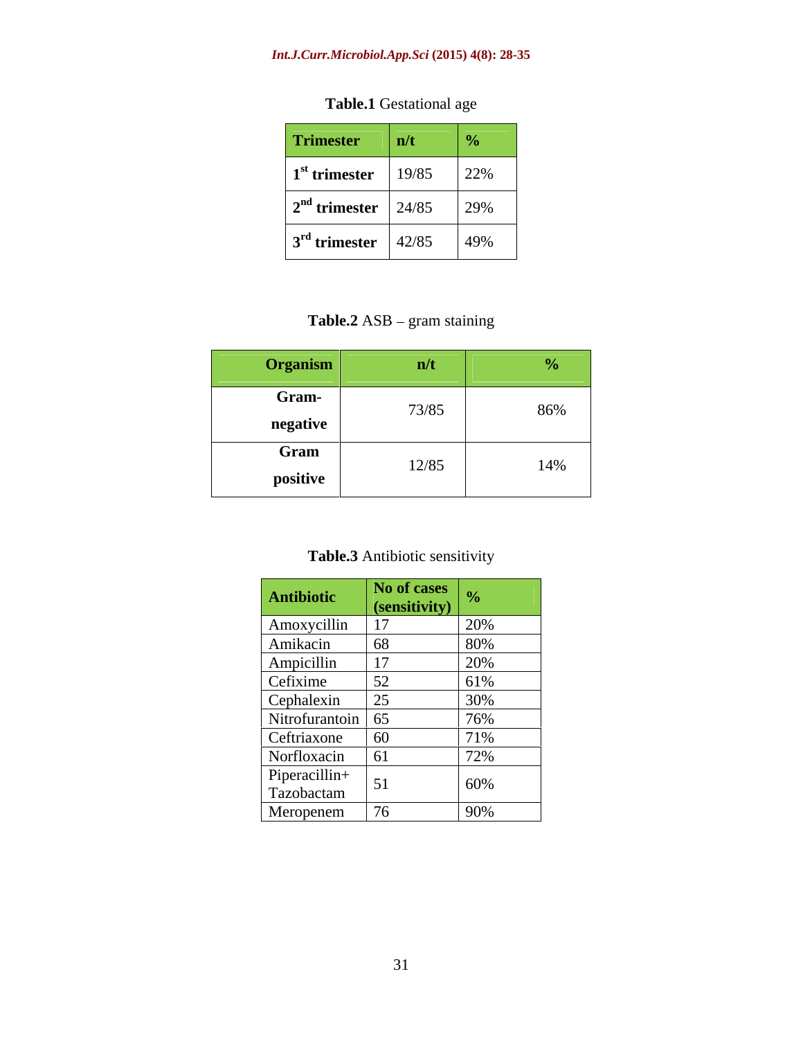**Table.1** Gestational age

| Trimester | n/t | % |
|---|---|---|
| 1st trimester | 19/85 | 22% |
| 2nd trimester | 24/85 | 29% |
| 3rd trimester | 42/85 | 49% |

**Table.2** ASB – gram staining

| Organism | n/t | % |
|---|---|---|
| Gram-negative | 73/85 | 86% |
| Gram positive | 12/85 | 14% |

**Table.3** Antibiotic sensitivity

| Antibiotic | No of cases (sensitivity) | % |
|---|---|---|
| Amoxycillin | 17 | 20% |
| Amikacin | 68 | 80% |
| Ampicillin | 17 | 20% |
| Cefixime | 52 | 61% |
| Cephalexin | 25 | 30% |
| Nitrofurantoin | 65 | 76% |
| Ceftriaxone | 60 | 71% |
| Norfloxacin | 61 | 72% |
| Piperacillin+ Tazobactam | 51 | 60% |
| Meropenem | 76 | 90% |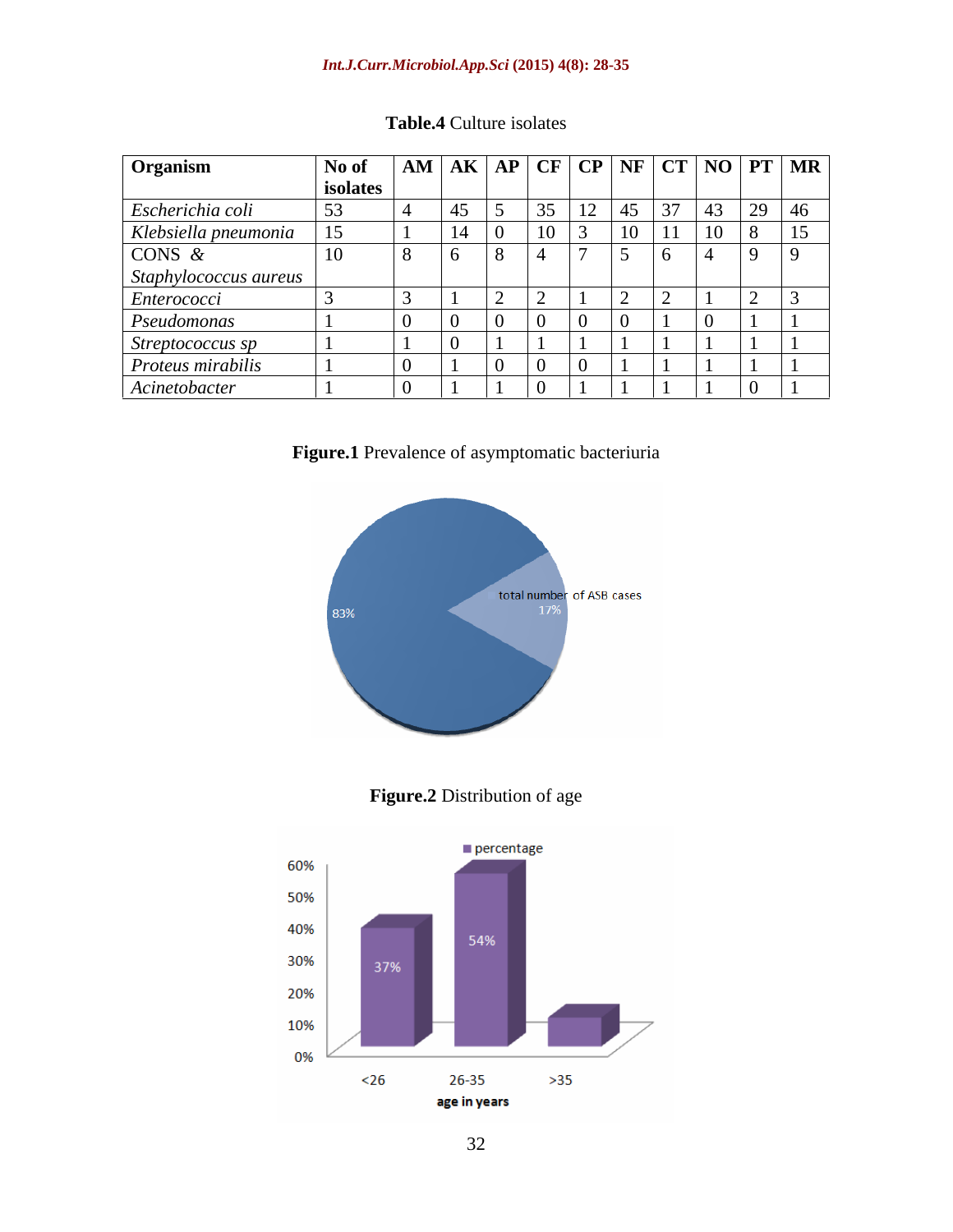**Table.4** Culture isolates

| Organism | No of isolates | AM | AK | AP | CF | CP | NF | CT | NO | PT | MR |
|---|---|---|---|---|---|---|---|---|---|---|---|
| *Escherichia coli* | 53 | 4 | 45 | 5 | 35 | 12 | 45 | 37 | 43 | 29 | 46 |
| *Klebsiella pneumonia* | 15 | 1 | 14 | 0 | 10 | 3 | 10 | 11 | 10 | 8 | 15 |
| CONS & *Staphylococcus aureus* | 10 | 8 | 6 | 8 | 4 | 7 | 5 | 6 | 4 | 9 | 9 |
| *Enterococci* | 3 | 3 | 1 | 2 | 2 | 1 | 2 | 2 | 1 | 2 | 3 |
| *Pseudomonas* | 1 | 0 | 0 | 0 | 0 | 0 | 0 | 1 | 0 | 1 | 1 |
| *Streptococcus sp* | 1 | 1 | 0 | 1 | 1 | 1 | 1 | 1 | 1 | 1 | 1 |
| *Proteus mirabilis* | 1 | 0 | 1 | 0 | 0 | 0 | 1 | 1 | 1 | 1 | 1 |
| *Acinetobacter* | 1 | 0 | 1 | 1 | 0 | 1 | 1 | 1 | 1 | 0 | 1 |

**Figure.1** Prevalence of asymptomatic bacteriuria

**Figure.2** Distribution of age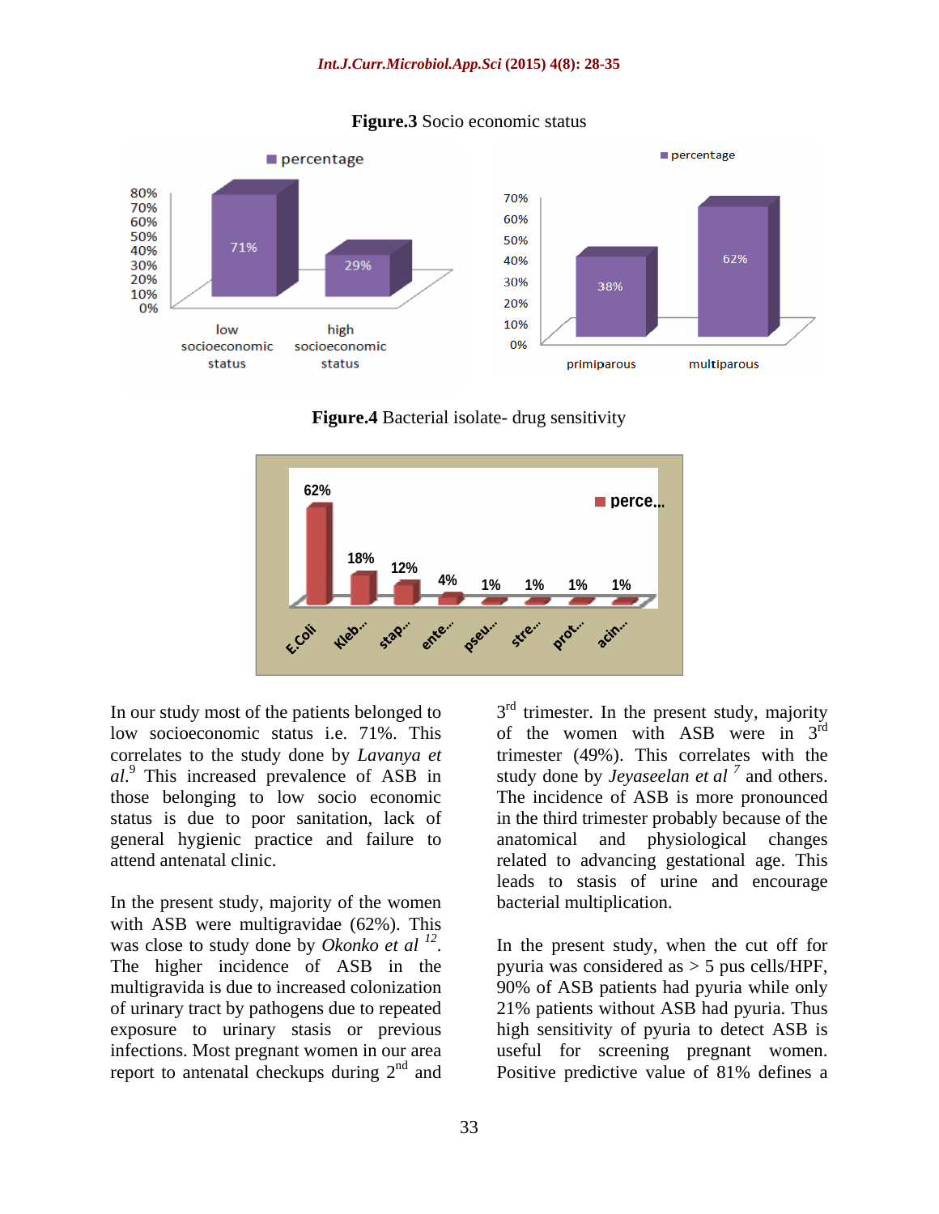**Figure.3** Socio economic status

**Figure.4** Bacterial isolate- drug sensitivity

In our study most of the patients belonged to low socioeconomic status i.e. 71%. This correlates to the study done by *Lavanya et al*.[9] This increased prevalence of ASB in those belonging to low socio economic status is due to poor sanitation, lack of general hygienic practice and failure to attend antenatal clinic.

In the present study, majority of the women with ASB were multigravidae (62%). This was close to study done by *Okonko et al* [12]. The higher incidence of ASB in the multigravida is due to increased colonization of urinary tract by pathogens due to repeated exposure to urinary stasis or previous infections. Most pregnant women in our area report to antenatal checkups during 2nd and 3rd trimester. In the present study, majority of the women with ASB were in 3rd trimester (49%). This correlates with the study done by *Jeyaseelan et al* [7] and others. The incidence of ASB is more pronounced in the third trimester probably because of the anatomical and physiological changes related to advancing gestational age. This leads to stasis of urine and encourage bacterial multiplication.

In the present study, when the cut off for pyuria was considered as > 5 pus cells/HPF, 90% of ASB patients had pyuria while only 21% patients without ASB had pyuria. Thus high sensitivity of pyuria to detect ASB is useful for screening pregnant women. Positive predictive value of 81% defines a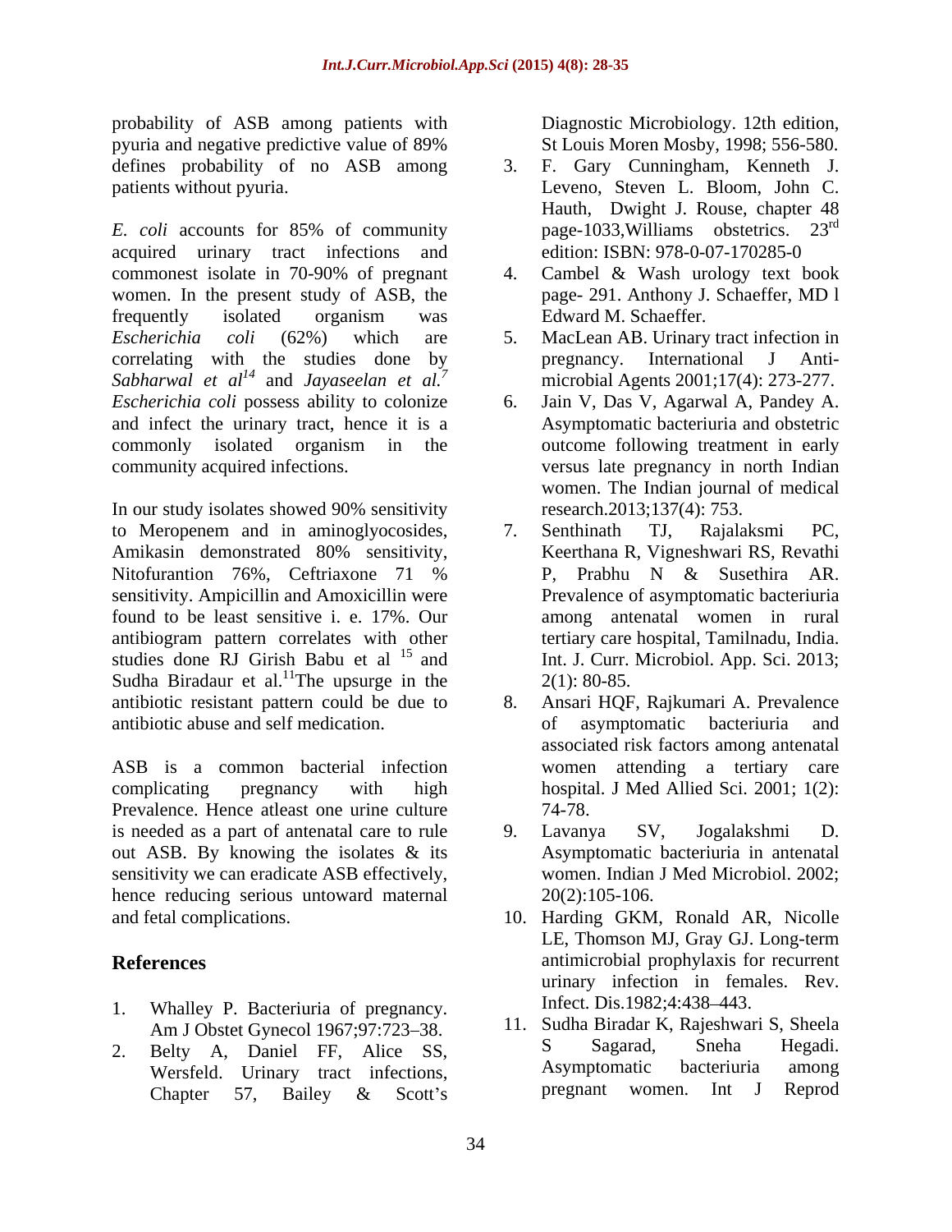probability of ASB among patients with pyuria and negative predictive value of 89% defines probability of no ASB among patients without pyuria.

*E. coli* accounts for 85% of community acquired urinary tract infections and commonest isolate in 70-90% of pregnant women. In the present study of ASB, the frequently isolated organism was *Escherichia coli* (62%) which are correlating with the studies done by *Sabharwal et al*[14] and *Jayaseelan et al.*[7] *Escherichia coli* possess ability to colonize and infect the urinary tract, hence it is a commonly isolated organism in the community acquired infections.

In our study isolates showed 90% sensitivity to Meropenem and in aminoglyocosides, Amikasin demonstrated 80% sensitivity, Nitofurantion 76%, Ceftriaxone 71 % sensitivity. Ampicillin and Amoxicillin were found to be least sensitive i. e. 17%. Our antibiogram pattern correlates with other studies done RJ Girish Babu et al [15] and Sudha Biradaur et al.[11]The upsurge in the antibiotic resistant pattern could be due to antibiotic abuse and self medication.

ASB is a common bacterial infection complicating pregnancy with high Prevalence. Hence atleast one urine culture is needed as a part of antenatal care to rule out ASB. By knowing the isolates & its sensitivity we can eradicate ASB effectively, hence reducing serious untoward maternal and fetal complications.

## References

1. Whalley P. Bacteriuria of pregnancy. Am J Obstet Gynecol 1967;97:723–38.
2. Belty A, Daniel FF, Alice SS, Wersfeld. Urinary tract infections, Chapter 57, Bailey & Scott's Diagnostic Microbiology. 12th edition, St Louis Moren Mosby, 1998; 556-580.
3. F. Gary Cunningham, Kenneth J. Leveno, Steven L. Bloom, John C. Hauth, Dwight J. Rouse, chapter 48 page-1033,Williams obstetrics. 23rd edition: ISBN: 978-0-07-170285-0
4. Cambel & Wash urology text book page- 291. Anthony J. Schaeffer, MD l Edward M. Schaeffer.
5. MacLean AB. Urinary tract infection in pregnancy. International J Anti-microbial Agents 2001;17(4): 273-277.
6. Jain V, Das V, Agarwal A, Pandey A. Asymptomatic bacteriuria and obstetric outcome following treatment in early versus late pregnancy in north Indian women. The Indian journal of medical research.2013;137(4): 753.
7. Senthinath TJ, Rajalaksmi PC, Keerthana R, Vigneshwari RS, Revathi P, Prabhu N & Susethira AR. Prevalence of asymptomatic bacteriuria among antenatal women in rural tertiary care hospital, Tamilnadu, India. Int. J. Curr. Microbiol. App. Sci. 2013; 2(1): 80-85.
8. Ansari HQF, Rajkumari A. Prevalence of asymptomatic bacteriuria and associated risk factors among antenatal women attending a tertiary care hospital. J Med Allied Sci. 2001; 1(2): 74-78.
9. Lavanya SV, Jogalakshmi D. Asymptomatic bacteriuria in antenatal women. Indian J Med Microbiol. 2002; 20(2):105-106.
10. Harding GKM, Ronald AR, Nicolle LE, Thomson MJ, Gray GJ. Long-term antimicrobial prophylaxis for recurrent urinary infection in females. Rev. Infect. Dis.1982;4:438–443.
11. Sudha Biradar K, Rajeshwari S, Sheela S Sagarad, Sneha Hegadi. Asymptomatic bacteriuria among pregnant women. Int J Reprod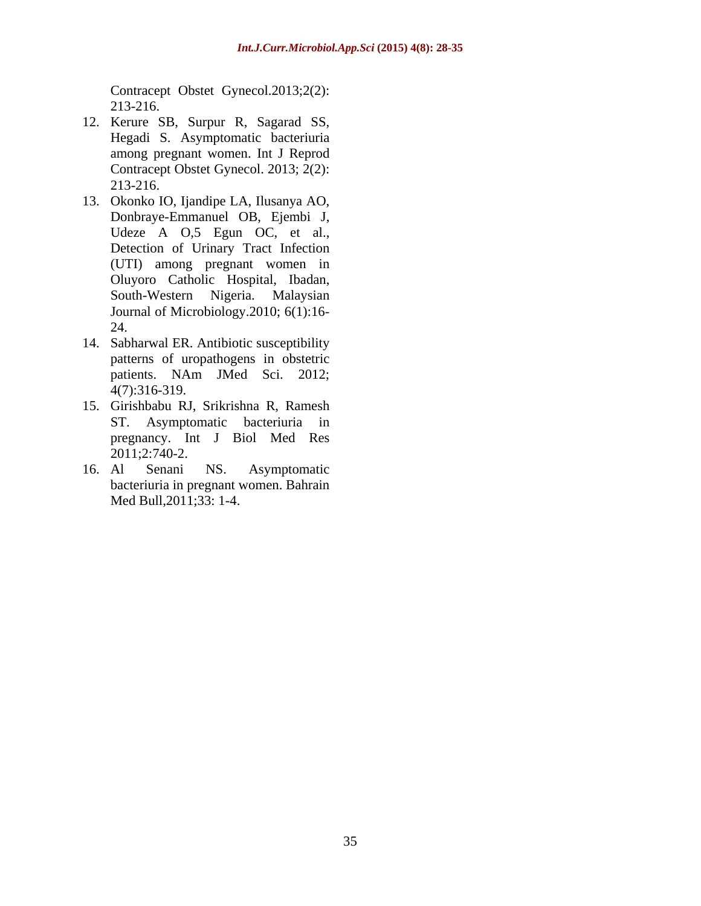Contracept Obstet Gynecol.2013;2(2): 213-216.

12. Kerure SB, Surpur R, Sagarad SS, Hegadi S. Asymptomatic bacteriuria among pregnant women. Int J Reprod Contracept Obstet Gynecol. 2013; 2(2): 213-216.
13. Okonko IO, Ijandipe LA, Ilusanya AO, Donbraye-Emmanuel OB, Ejembi J, Udeze A O,5 Egun OC, et al., Detection of Urinary Tract Infection (UTI) among pregnant women in Oluyoro Catholic Hospital, Ibadan, South-Western Nigeria. Malaysian Journal of Microbiology.2010; 6(1):16-24.
14. Sabharwal ER. Antibiotic susceptibility patterns of uropathogens in obstetric patients. NAm JMed Sci. 2012; 4(7):316-319.
15. Girishbabu RJ, Srikrishna R, Ramesh ST. Asymptomatic bacteriuria in pregnancy. Int J Biol Med Res 2011;2:740-2.
16. Al Senani NS. Asymptomatic bacteriuria in pregnant women. Bahrain Med Bull,2011;33: 1-4.